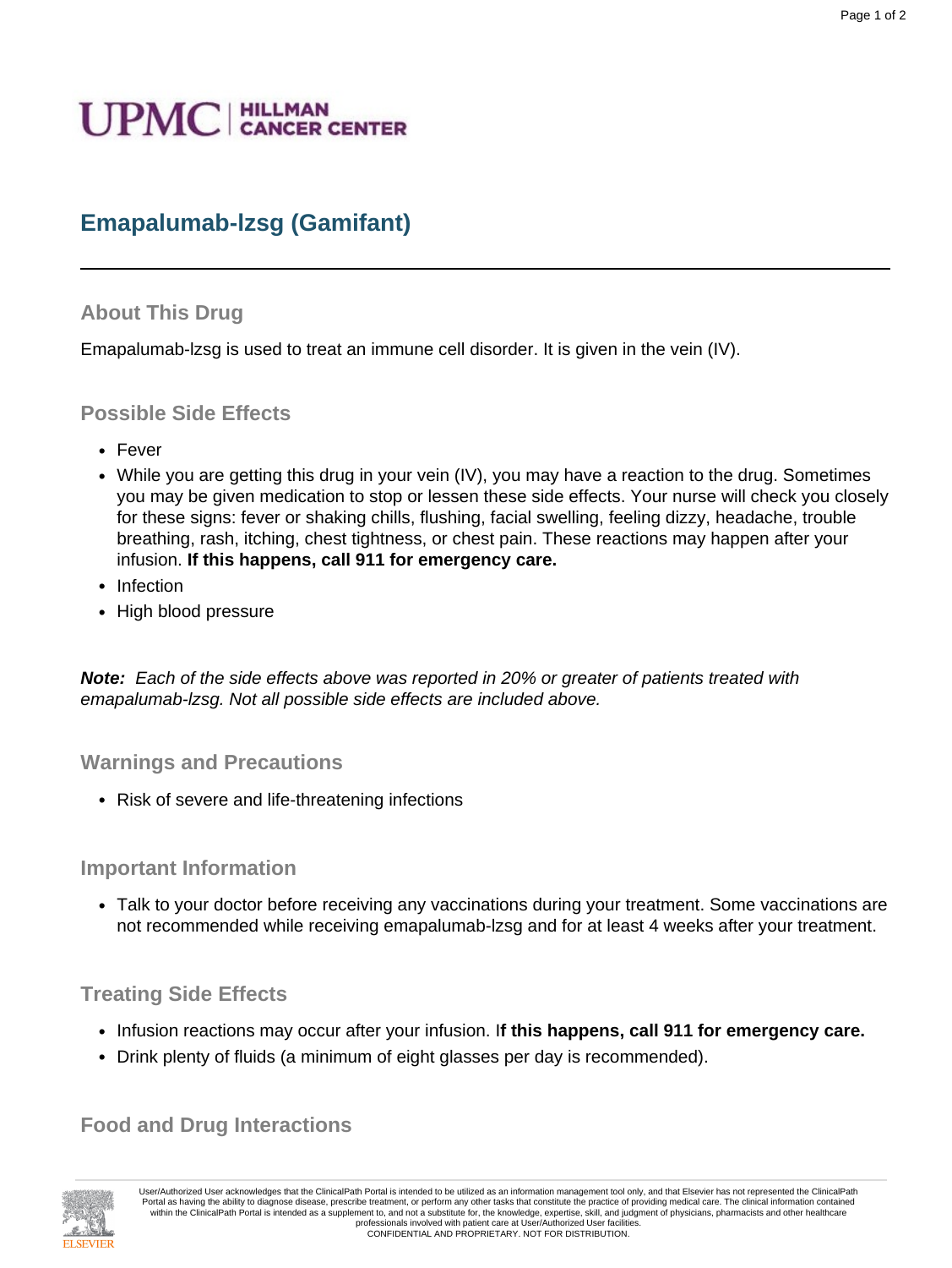UPMC | HILLMAN CANCER CENTER

# Emapalumab-lzsg (Gamifant)

## About This Drug

Emapalumab-lzsg is used to treat an immune cell disorder. It is given in the vein (IV).

## Possible Side Effects

- Fever
- While you are getting this drug in your vein (IV), you may have a reaction to the drug. Sometimes you may be given medication to stop or lessen these side effects. Your nurse will check you closely for these signs: fever or shaking chills, flushing, facial swelling, feeling dizzy, headache, trouble breathing, rash, itching, chest tightness, or chest pain. These reactions may happen after your infusion. **If this happens, call 911 for emergency care.**
- Infection
- High blood pressure

***Note:*** *Each of the side effects above was reported in 20% or greater of patients treated with emapalumab-lzsg. Not all possible side effects are included above.*

## Warnings and Precautions

- Risk of severe and life-threatening infections

## Important Information

- Talk to your doctor before receiving any vaccinations during your treatment. Some vaccinations are not recommended while receiving emapalumab-lzsg and for at least 4 weeks after your treatment.

## Treating Side Effects

- Infusion reactions may occur after your infusion. I**f this happens, call 911 for emergency care.**
- Drink plenty of fluids (a minimum of eight glasses per day is recommended).

## Food and Drug Interactions

User/Authorized User acknowledges that the ClinicalPath Portal is intended to be utilized as an information management tool only, and that Elsevier has not represented the ClinicalPath Portal as having the ability to diagnose disease, prescribe treatment, or perform any other tasks that constitute the practice of providing medical care. The clinical information contained within the ClinicalPath Portal is intended as a supplement to, and not a substitute for, the knowledge, expertise, skill, and judgment of physicians, pharmacists and other healthcare professionals involved with patient care at User/Authorized User facilities.
CONFIDENTIAL AND PROPRIETARY. NOT FOR DISTRIBUTION.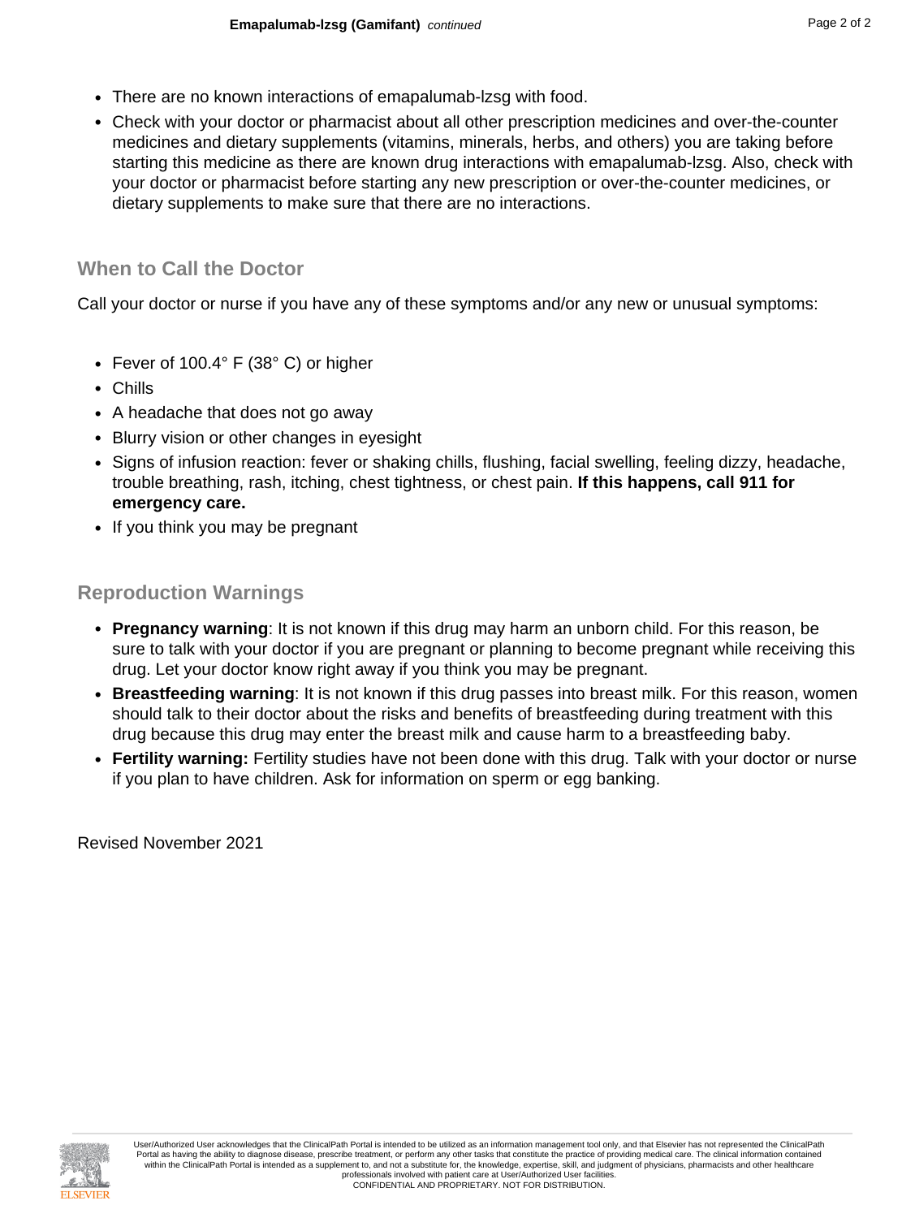- There are no known interactions of emapalumab-lzsg with food.
- Check with your doctor or pharmacist about all other prescription medicines and over-the-counter medicines and dietary supplements (vitamins, minerals, herbs, and others) you are taking before starting this medicine as there are known drug interactions with emapalumab-lzsg. Also, check with your doctor or pharmacist before starting any new prescription or over-the-counter medicines, or dietary supplements to make sure that there are no interactions.

## When to Call the Doctor

Call your doctor or nurse if you have any of these symptoms and/or any new or unusual symptoms:

- Fever of 100.4° F (38° C) or higher
- Chills
- A headache that does not go away
- Blurry vision or other changes in eyesight
- Signs of infusion reaction: fever or shaking chills, flushing, facial swelling, feeling dizzy, headache, trouble breathing, rash, itching, chest tightness, or chest pain. **If this happens, call 911 for emergency care.**
- If you think you may be pregnant

## Reproduction Warnings

- **Pregnancy warning**: It is not known if this drug may harm an unborn child. For this reason, be sure to talk with your doctor if you are pregnant or planning to become pregnant while receiving this drug. Let your doctor know right away if you think you may be pregnant.
- **Breastfeeding warning**: It is not known if this drug passes into breast milk. For this reason, women should talk to their doctor about the risks and benefits of breastfeeding during treatment with this drug because this drug may enter the breast milk and cause harm to a breastfeeding baby.
- **Fertility warning:** Fertility studies have not been done with this drug. Talk with your doctor or nurse if you plan to have children. Ask for information on sperm or egg banking.

Revised November 2021